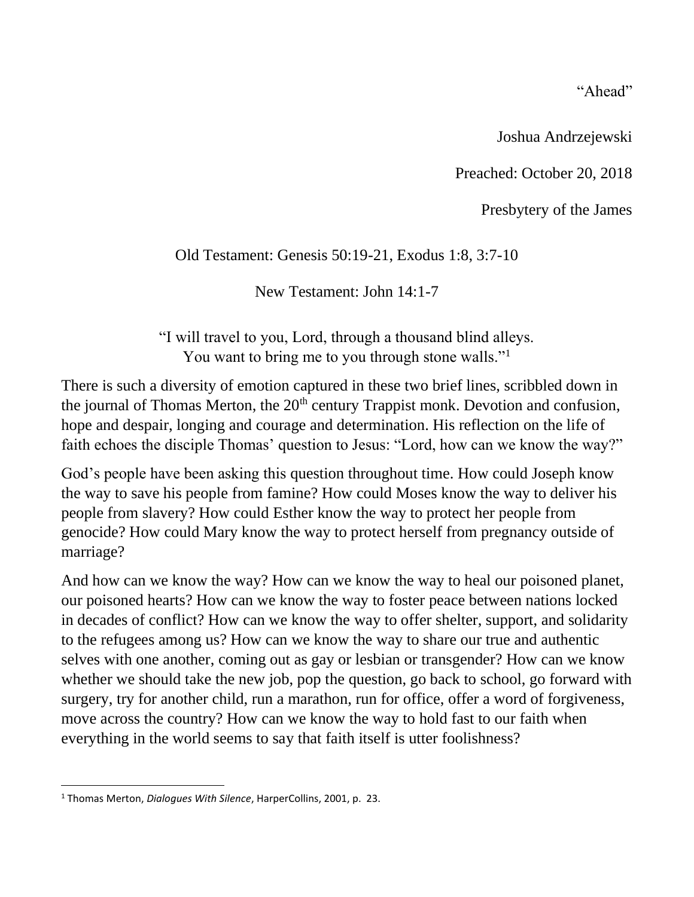“Ahead”

Joshua Andrzejewski

Preached: October 20, 2018

Presbytery of the James

Old Testament: Genesis 50:19-21, Exodus 1:8, 3:7-10

New Testament: John 14:1-7

“I will travel to you, Lord, through a thousand blind alleys.
You want to bring me to you through stone walls.”[1]

There is such a diversity of emotion captured in these two brief lines, scribbled down in the journal of Thomas Merton, the 20th century Trappist monk. Devotion and confusion, hope and despair, longing and courage and determination. His reflection on the life of faith echoes the disciple Thomas’ question to Jesus: “Lord, how can we know the way?”

God’s people have been asking this question throughout time. How could Joseph know the way to save his people from famine? How could Moses know the way to deliver his people from slavery? How could Esther know the way to protect her people from genocide? How could Mary know the way to protect herself from pregnancy outside of marriage?

And how can we know the way? How can we know the way to heal our poisoned planet, our poisoned hearts? How can we know the way to foster peace between nations locked in decades of conflict? How can we know the way to offer shelter, support, and solidarity to the refugees among us? How can we know the way to share our true and authentic selves with one another, coming out as gay or lesbian or transgender? How can we know whether we should take the new job, pop the question, go back to school, go forward with surgery, try for another child, run a marathon, run for office, offer a word of forgiveness, move across the country? How can we know the way to hold fast to our faith when everything in the world seems to say that faith itself is utter foolishness?

[1] Thomas Merton, *Dialogues With Silence*, HarperCollins, 2001, p. 23.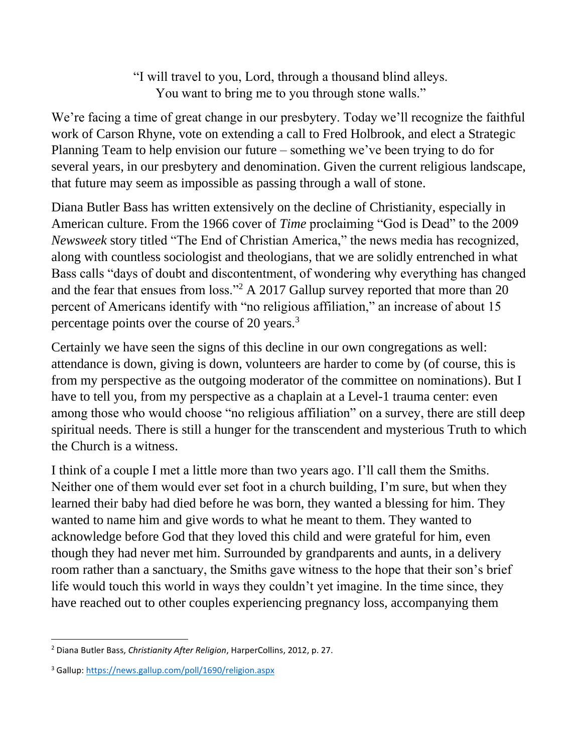"I will travel to you, Lord, through a thousand blind alleys.
You want to bring me to you through stone walls."

We're facing a time of great change in our presbytery. Today we'll recognize the faithful work of Carson Rhyne, vote on extending a call to Fred Holbrook, and elect a Strategic Planning Team to help envision our future – something we've been trying to do for several years, in our presbytery and denomination. Given the current religious landscape, that future may seem as impossible as passing through a wall of stone.

Diana Butler Bass has written extensively on the decline of Christianity, especially in American culture. From the 1966 cover of *Time* proclaiming "God is Dead" to the 2009 *Newsweek* story titled "The End of Christian America," the news media has recognized, along with countless sociologist and theologians, that we are solidly entrenched in what Bass calls "days of doubt and discontentment, of wondering why everything has changed and the fear that ensues from loss."[2] A 2017 Gallup survey reported that more than 20 percent of Americans identify with "no religious affiliation," an increase of about 15 percentage points over the course of 20 years.[3]

Certainly we have seen the signs of this decline in our own congregations as well: attendance is down, giving is down, volunteers are harder to come by (of course, this is from my perspective as the outgoing moderator of the committee on nominations). But I have to tell you, from my perspective as a chaplain at a Level-1 trauma center: even among those who would choose "no religious affiliation" on a survey, there are still deep spiritual needs. There is still a hunger for the transcendent and mysterious Truth to which the Church is a witness.

I think of a couple I met a little more than two years ago. I'll call them the Smiths. Neither one of them would ever set foot in a church building, I'm sure, but when they learned their baby had died before he was born, they wanted a blessing for him. They wanted to name him and give words to what he meant to them. They wanted to acknowledge before God that they loved this child and were grateful for him, even though they had never met him. Surrounded by grandparents and aunts, in a delivery room rather than a sanctuary, the Smiths gave witness to the hope that their son's brief life would touch this world in ways they couldn't yet imagine. In the time since, they have reached out to other couples experiencing pregnancy loss, accompanying them

[2] Diana Butler Bass, *Christianity After Religion*, HarperCollins, 2012, p. 27.

[3] Gallup: https://news.gallup.com/poll/1690/religion.aspx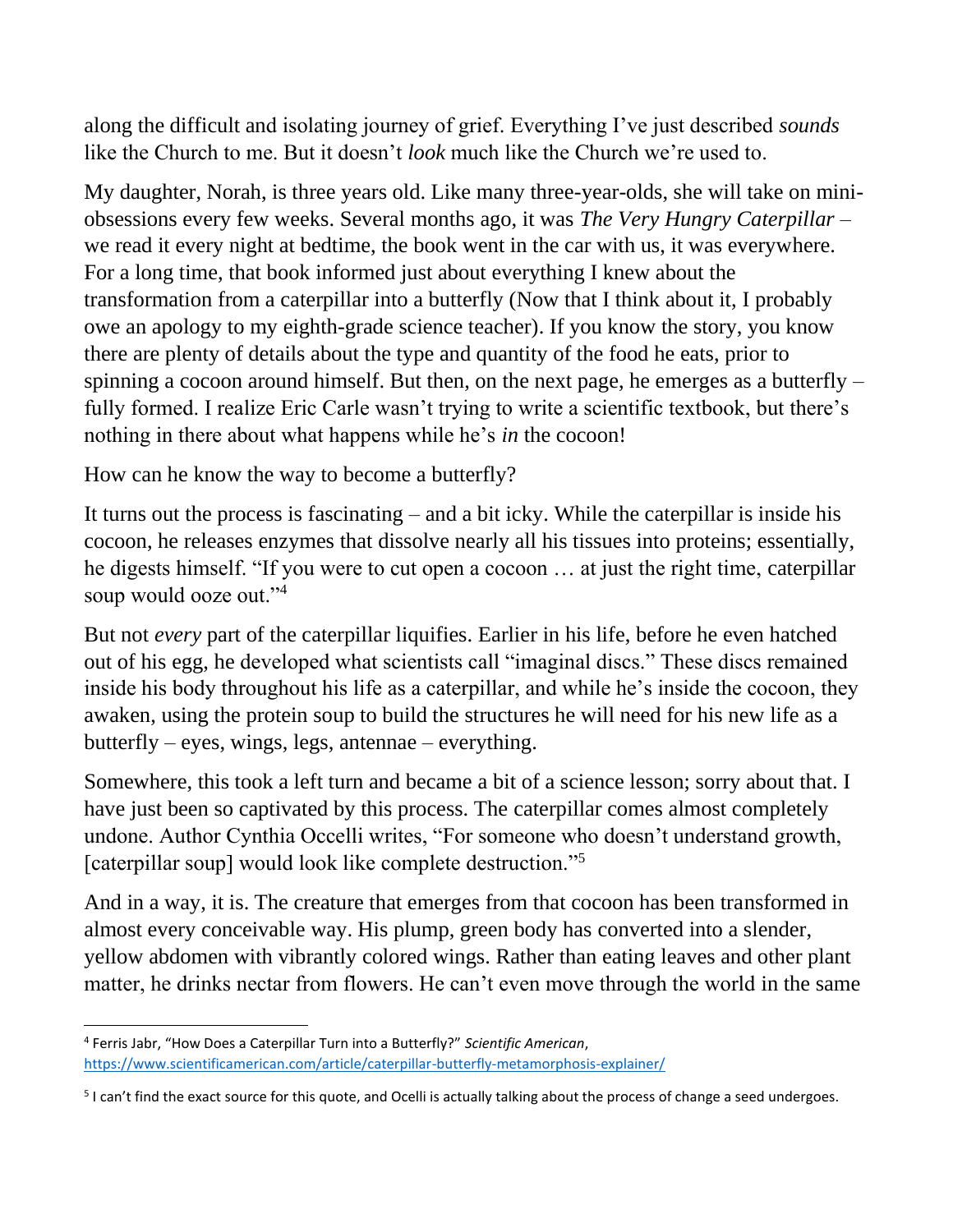along the difficult and isolating journey of grief. Everything I've just described *sounds* like the Church to me. But it doesn't *look* much like the Church we're used to.

My daughter, Norah, is three years old. Like many three-year-olds, she will take on mini-obsessions every few weeks. Several months ago, it was *The Very Hungry Caterpillar* – we read it every night at bedtime, the book went in the car with us, it was everywhere. For a long time, that book informed just about everything I knew about the transformation from a caterpillar into a butterfly (Now that I think about it, I probably owe an apology to my eighth-grade science teacher). If you know the story, you know there are plenty of details about the type and quantity of the food he eats, prior to spinning a cocoon around himself. But then, on the next page, he emerges as a butterfly – fully formed. I realize Eric Carle wasn't trying to write a scientific textbook, but there's nothing in there about what happens while he's *in* the cocoon!

How can he know the way to become a butterfly?

It turns out the process is fascinating – and a bit icky. While the caterpillar is inside his cocoon, he releases enzymes that dissolve nearly all his tissues into proteins; essentially, he digests himself. "If you were to cut open a cocoon … at just the right time, caterpillar soup would ooze out."[4]

But not *every* part of the caterpillar liquifies. Earlier in his life, before he even hatched out of his egg, he developed what scientists call "imaginal discs." These discs remained inside his body throughout his life as a caterpillar, and while he's inside the cocoon, they awaken, using the protein soup to build the structures he will need for his new life as a butterfly – eyes, wings, legs, antennae – everything.

Somewhere, this took a left turn and became a bit of a science lesson; sorry about that. I have just been so captivated by this process. The caterpillar comes almost completely undone. Author Cynthia Occelli writes, "For someone who doesn't understand growth, [caterpillar soup] would look like complete destruction."[5]

And in a way, it is. The creature that emerges from that cocoon has been transformed in almost every conceivable way. His plump, green body has converted into a slender, yellow abdomen with vibrantly colored wings. Rather than eating leaves and other plant matter, he drinks nectar from flowers. He can't even move through the world in the same

---

[4] Ferris Jabr, "How Does a Caterpillar Turn into a Butterfly?" *Scientific American*, https://www.scientificamerican.com/article/caterpillar-butterfly-metamorphosis-explainer/

[5] I can't find the exact source for this quote, and Ocelli is actually talking about the process of change a seed undergoes.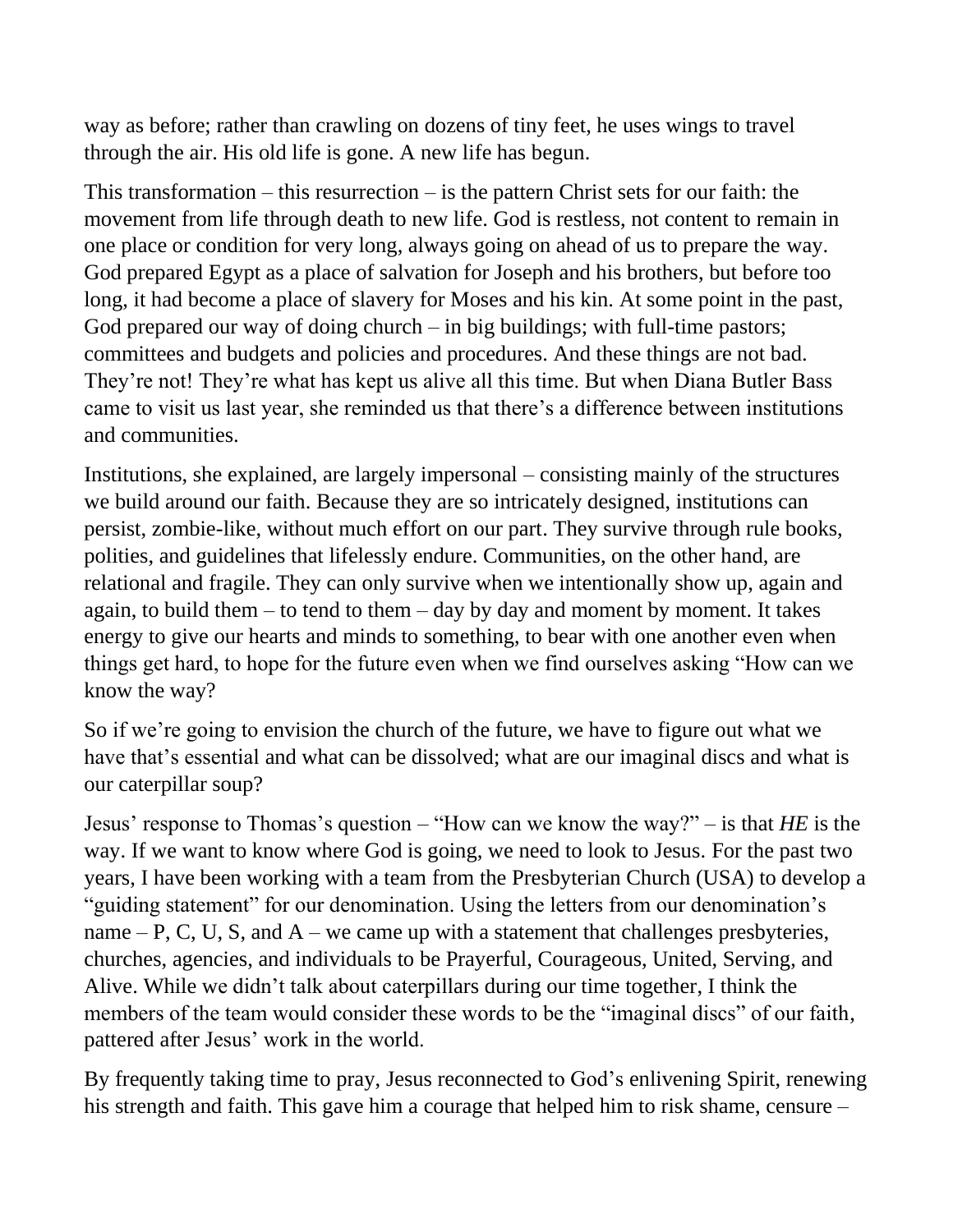way as before; rather than crawling on dozens of tiny feet, he uses wings to travel through the air. His old life is gone. A new life has begun.

This transformation – this resurrection – is the pattern Christ sets for our faith: the movement from life through death to new life. God is restless, not content to remain in one place or condition for very long, always going on ahead of us to prepare the way. God prepared Egypt as a place of salvation for Joseph and his brothers, but before too long, it had become a place of slavery for Moses and his kin. At some point in the past, God prepared our way of doing church – in big buildings; with full-time pastors; committees and budgets and policies and procedures. And these things are not bad. They're not! They're what has kept us alive all this time. But when Diana Butler Bass came to visit us last year, she reminded us that there's a difference between institutions and communities.

Institutions, she explained, are largely impersonal – consisting mainly of the structures we build around our faith. Because they are so intricately designed, institutions can persist, zombie-like, without much effort on our part. They survive through rule books, polities, and guidelines that lifelessly endure. Communities, on the other hand, are relational and fragile. They can only survive when we intentionally show up, again and again, to build them – to tend to them – day by day and moment by moment. It takes energy to give our hearts and minds to something, to bear with one another even when things get hard, to hope for the future even when we find ourselves asking "How can we know the way?

So if we're going to envision the church of the future, we have to figure out what we have that's essential and what can be dissolved; what are our imaginal discs and what is our caterpillar soup?

Jesus' response to Thomas's question – "How can we know the way?" – is that *HE* is the way. If we want to know where God is going, we need to look to Jesus. For the past two years, I have been working with a team from the Presbyterian Church (USA) to develop a "guiding statement" for our denomination. Using the letters from our denomination's name – P, C, U, S, and A – we came up with a statement that challenges presbyteries, churches, agencies, and individuals to be Prayerful, Courageous, United, Serving, and Alive. While we didn't talk about caterpillars during our time together, I think the members of the team would consider these words to be the "imaginal discs" of our faith, pattered after Jesus' work in the world.

By frequently taking time to pray, Jesus reconnected to God's enlivening Spirit, renewing his strength and faith. This gave him a courage that helped him to risk shame, censure –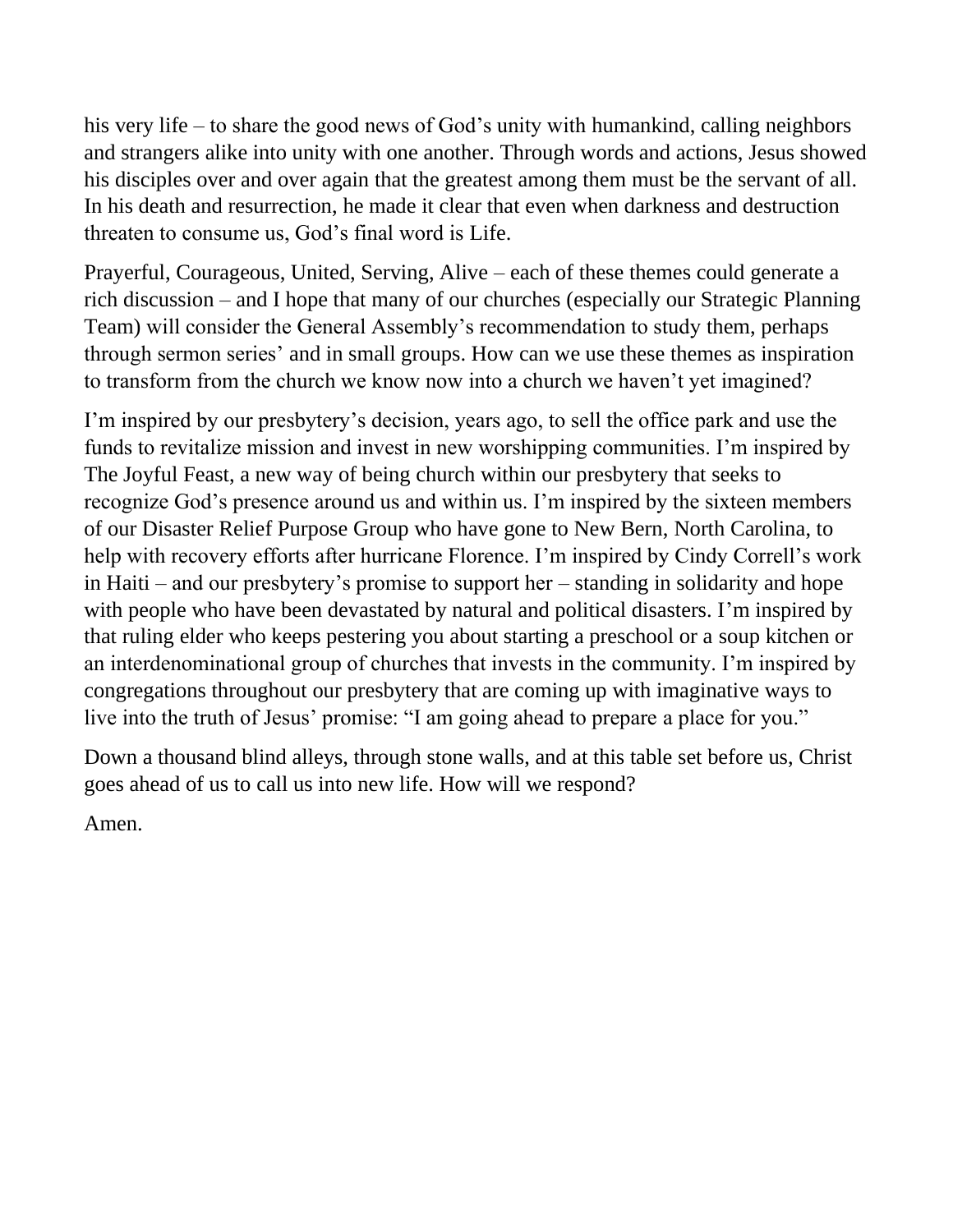his very life – to share the good news of God's unity with humankind, calling neighbors and strangers alike into unity with one another. Through words and actions, Jesus showed his disciples over and over again that the greatest among them must be the servant of all. In his death and resurrection, he made it clear that even when darkness and destruction threaten to consume us, God's final word is Life.

Prayerful, Courageous, United, Serving, Alive – each of these themes could generate a rich discussion – and I hope that many of our churches (especially our Strategic Planning Team) will consider the General Assembly's recommendation to study them, perhaps through sermon series' and in small groups. How can we use these themes as inspiration to transform from the church we know now into a church we haven't yet imagined?

I'm inspired by our presbytery's decision, years ago, to sell the office park and use the funds to revitalize mission and invest in new worshipping communities. I'm inspired by The Joyful Feast, a new way of being church within our presbytery that seeks to recognize God's presence around us and within us. I'm inspired by the sixteen members of our Disaster Relief Purpose Group who have gone to New Bern, North Carolina, to help with recovery efforts after hurricane Florence. I'm inspired by Cindy Correll's work in Haiti – and our presbytery's promise to support her – standing in solidarity and hope with people who have been devastated by natural and political disasters. I'm inspired by that ruling elder who keeps pestering you about starting a preschool or a soup kitchen or an interdenominational group of churches that invests in the community. I'm inspired by congregations throughout our presbytery that are coming up with imaginative ways to live into the truth of Jesus' promise: "I am going ahead to prepare a place for you."

Down a thousand blind alleys, through stone walls, and at this table set before us, Christ goes ahead of us to call us into new life. How will we respond?

Amen.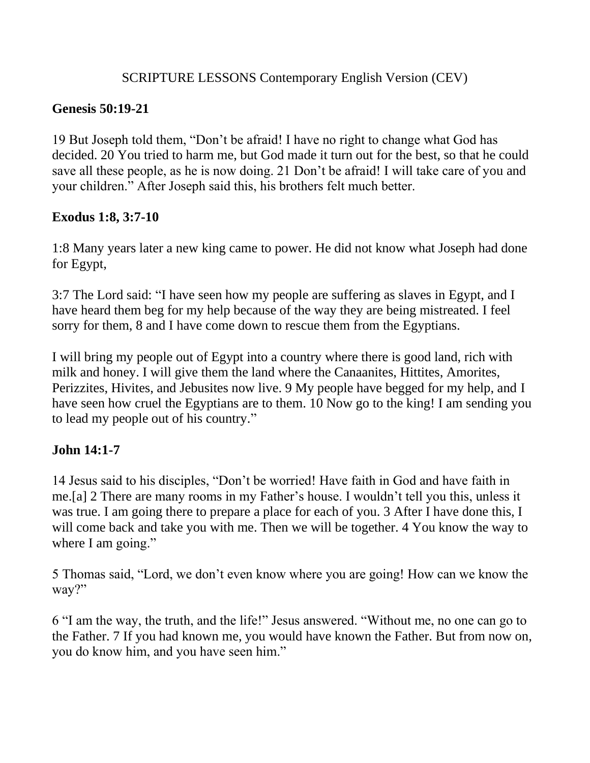SCRIPTURE LESSONS Contemporary English Version (CEV)

**Genesis 50:19-21**

19 But Joseph told them, "Don't be afraid! I have no right to change what God has decided. 20 You tried to harm me, but God made it turn out for the best, so that he could save all these people, as he is now doing. 21 Don't be afraid! I will take care of you and your children." After Joseph said this, his brothers felt much better.

**Exodus 1:8, 3:7-10**

1:8 Many years later a new king came to power. He did not know what Joseph had done for Egypt,

3:7 The Lord said: "I have seen how my people are suffering as slaves in Egypt, and I have heard them beg for my help because of the way they are being mistreated. I feel sorry for them, 8 and I have come down to rescue them from the Egyptians.

I will bring my people out of Egypt into a country where there is good land, rich with milk and honey. I will give them the land where the Canaanites, Hittites, Amorites, Perizzites, Hivites, and Jebusites now live. 9 My people have begged for my help, and I have seen how cruel the Egyptians are to them. 10 Now go to the king! I am sending you to lead my people out of his country."

**John 14:1-7**

14 Jesus said to his disciples, "Don't be worried! Have faith in God and have faith in me.[a] 2 There are many rooms in my Father's house. I wouldn't tell you this, unless it was true. I am going there to prepare a place for each of you. 3 After I have done this, I will come back and take you with me. Then we will be together. 4 You know the way to where I am going."

5 Thomas said, "Lord, we don't even know where you are going! How can we know the way?"

6 "I am the way, the truth, and the life!" Jesus answered. "Without me, no one can go to the Father. 7 If you had known me, you would have known the Father. But from now on, you do know him, and you have seen him."